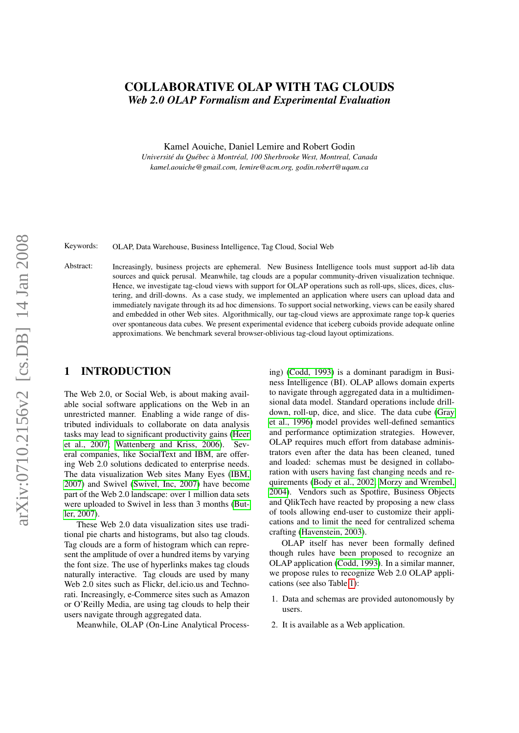# COLLABORATIVE OLAP WITH TAG CLOUDS

*Web 2.0 OLAP Formalism and Experimental Evaluation*

Kamel Aouiche, Daniel Lemire and Robert Godin

*Université du Québec à Montréal, 100 Sherbrooke West, Montreal, Canada*

*kamel.aouiche@gmail.com, lemire@acm.org, godin.robert@uqam.ca*

Keywords: OLAP, Data Warehouse, Business Intelligence, Tag Cloud, Social Web

Abstract: Increasingly, business projects are ephemeral. New Business Intelligence tools must support ad-lib data sources and quick perusal. Meanwhile, tag clouds are a popular community-driven visualization technique. Hence, we investigate tag-cloud views with support for OLAP operations such as roll-ups, slices, dices, clustering, and drill-downs. As a case study, we implemented an application where users can upload data and immediately navigate through its ad hoc dimensions. To support social networking, views can be easily shared and embedded in other Web sites. Algorithmically, our tag-cloud views are approximate range top-k queries over spontaneous data cubes. We present experimental evidence that iceberg cuboids provide adequate online approximations. We benchmark several browser-oblivious tag-cloud layout optimizations.

## 1 INTRODUCTION

The Web 2.0, or Social Web, is about making available social software applications on the Web in an unrestricted manner. Enabling a wide range of distributed individuals to collaborate on data analysis tasks may lead to significant productivity gains (Heer et al., 2007; Wattenberg and Kriss, 2006). Several companies, like SocialText and IBM, are offering Web 2.0 solutions dedicated to enterprise needs. The data visualization Web sites Many Eyes (IBM, 2007) and Swivel (Swivel, Inc, 2007) have become part of the Web 2.0 landscape: over 1 million data sets were uploaded to Swivel in less than 3 months (Butler, 2007).

These Web 2.0 data visualization sites use traditional pie charts and histograms, but also tag clouds. Tag clouds are a form of histogram which can represent the amplitude of over a hundred items by varying the font size. The use of hyperlinks makes tag clouds naturally interactive. Tag clouds are used by many Web 2.0 sites such as Flickr, del.icio.us and Technorati. Increasingly, e-Commerce sites such as Amazon or O'Reilly Media, are using tag clouds to help their users navigate through aggregated data.

Meanwhile, OLAP (On-Line Analytical Processing) (Codd, 1993) is a dominant paradigm in Business Intelligence (BI). OLAP allows domain experts to navigate through aggregated data in a multidimensional data model. Standard operations include drill-down, roll-up, dice, and slice. The data cube (Gray et al., 1996) model provides well-defined semantics and performance optimization strategies. However, OLAP requires much effort from database administrators even after the data has been cleaned, tuned and loaded: schemas must be designed in collaboration with users having fast changing needs and requirements (Body et al., 2002; Morzy and Wrembel, 2004). Vendors such as Spotfire, Business Objects and QlikTech have reacted by proposing a new class of tools allowing end-user to customize their applications and to limit the need for centralized schema crafting (Havenstein, 2003).

OLAP itself has never been formally defined though rules have been proposed to recognize an OLAP application (Codd, 1993). In a similar manner, we propose rules to recognize Web 2.0 OLAP applications (see also Table 1):

1. Data and schemas are provided autonomously by users.
2. It is available as a Web application.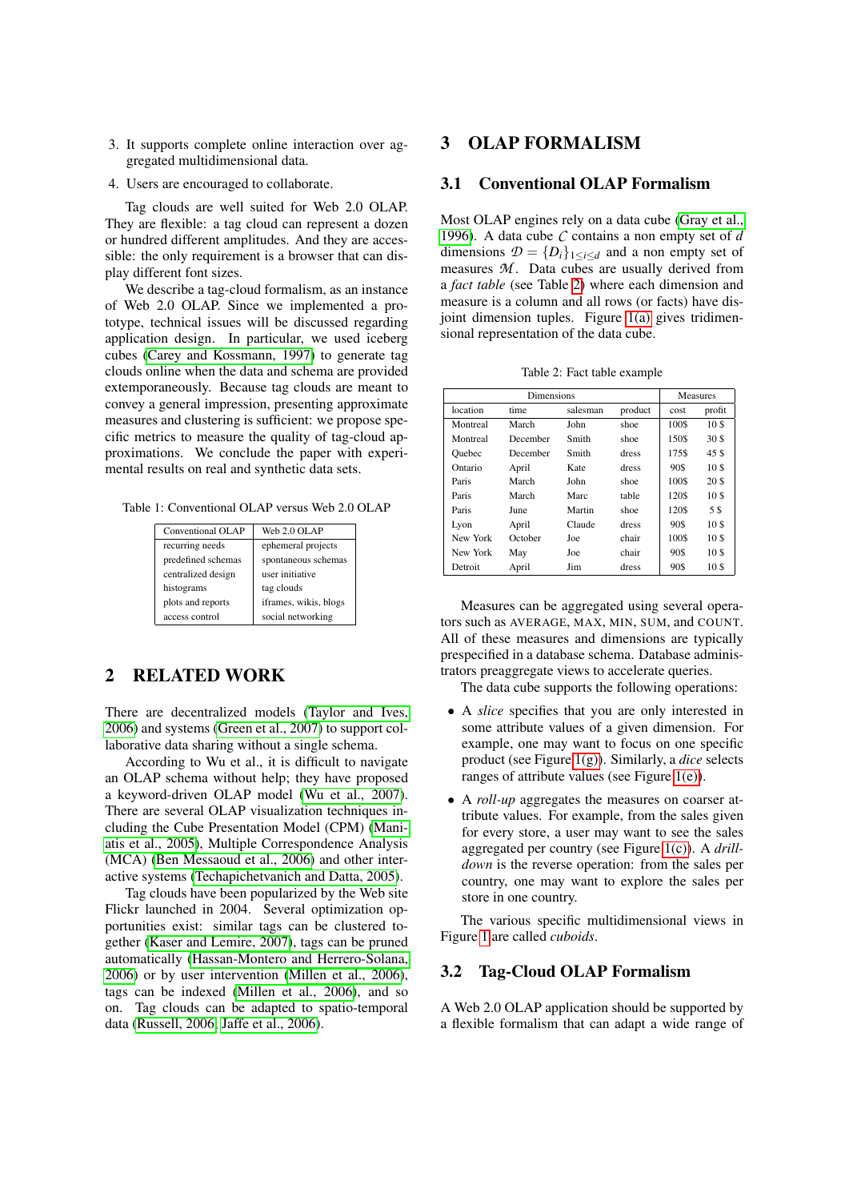3. It supports complete online interaction over aggregated multidimensional data.
4. Users are encouraged to collaborate.

Tag clouds are well suited for Web 2.0 OLAP. They are flexible: a tag cloud can represent a dozen or hundred different amplitudes. And they are accessible: the only requirement is a browser that can display different font sizes.

We describe a tag-cloud formalism, as an instance of Web 2.0 OLAP. Since we implemented a prototype, technical issues will be discussed regarding application design. In particular, we used iceberg cubes (Carey and Kossmann, 1997) to generate tag clouds online when the data and schema are provided extemporaneously. Because tag clouds are meant to convey a general impression, presenting approximate measures and clustering is sufficient: we propose specific metrics to measure the quality of tag-cloud approximations. We conclude the paper with experimental results on real and synthetic data sets.

Table 1: Conventional OLAP versus Web 2.0 OLAP

| Conventional OLAP | Web 2.0 OLAP |
|---|---|
| recurring needs | ephemeral projects |
| predefined schemas | spontaneous schemas |
| centralized design | user initiative |
| histograms | tag clouds |
| plots and reports | iframes, wikis, blogs |
| access control | social networking |

## 2 RELATED WORK

There are decentralized models (Taylor and Ives, 2006) and systems (Green et al., 2007) to support collaborative data sharing without a single schema.

According to Wu et al., it is difficult to navigate an OLAP schema without help; they have proposed a keyword-driven OLAP model (Wu et al., 2007). There are several OLAP visualization techniques including the Cube Presentation Model (CPM) (Maniatis et al., 2005), Multiple Correspondence Analysis (MCA) (Ben Messaoud et al., 2006) and other interactive systems (Techapichetvanich and Datta, 2005).

Tag clouds have been popularized by the Web site Flickr launched in 2004. Several optimization opportunities exist: similar tags can be clustered together (Kaser and Lemire, 2007), tags can be pruned automatically (Hassan-Montero and Herrero-Solana, 2006) or by user intervention (Millen et al., 2006), tags can be indexed (Millen et al., 2006), and so on. Tag clouds can be adapted to spatio-temporal data (Russell, 2006; Jaffe et al., 2006).

## 3 OLAP FORMALISM

### 3.1 Conventional OLAP Formalism

Most OLAP engines rely on a data cube (Gray et al., 1996). A data cube $\mathcal{C}$ contains a non empty set of $d$ dimensions $\mathcal{D} = \{D_i\}_{1 \leq i \leq d}$ and a non empty set of measures $\mathcal{M}$. Data cubes are usually derived from a *fact table* (see Table 2) where each dimension and measure is a column and all rows (or facts) have disjoint dimension tuples. Figure 1(a) gives tridimensional representation of the data cube.

Table 2: Fact table example

| Dimensions | | | | Measures | |
|---|---|---|---|---|---|
| location | time | salesman | product | cost | profit |
| Montreal | March | John | shoe | 100$ | 10 $ |
| Montreal | December | Smith | shoe | 150$ | 30 $ |
| Quebec | December | Smith | dress | 175$ | 45 $ |
| Ontario | April | Kate | dress | 90$ | 10 $ |
| Paris | March | John | shoe | 100$ | 20 $ |
| Paris | March | Marc | table | 120$ | 10 $ |
| Paris | June | Martin | shoe | 120$ | 5 $ |
| Lyon | April | Claude | dress | 90$ | 10 $ |
| New York | October | Joe | chair | 100$ | 10 $ |
| New York | May | Joe | chair | 90$ | 10 $ |
| Detroit | April | Jim | dress | 90$ | 10 $ |

Measures can be aggregated using several operators such as AVERAGE, MAX, MIN, SUM, and COUNT. All of these measures and dimensions are typically prespecified in a database schema. Database administrators preaggregate views to accelerate queries.

The data cube supports the following operations:

- A *slice* specifies that you are only interested in some attribute values of a given dimension. For example, one may want to focus on one specific product (see Figure 1(g)). Similarly, a *dice* selects ranges of attribute values (see Figure 1(e)).
- A *roll-up* aggregates the measures on coarser attribute values. For example, from the sales given for every store, a user may want to see the sales aggregated per country (see Figure 1(c)). A *drill-down* is the reverse operation: from the sales per country, one may want to explore the sales per store in one country.

The various specific multidimensional views in Figure 1 are called *cuboids*.

### 3.2 Tag-Cloud OLAP Formalism

A Web 2.0 OLAP application should be supported by a flexible formalism that can adapt a wide range of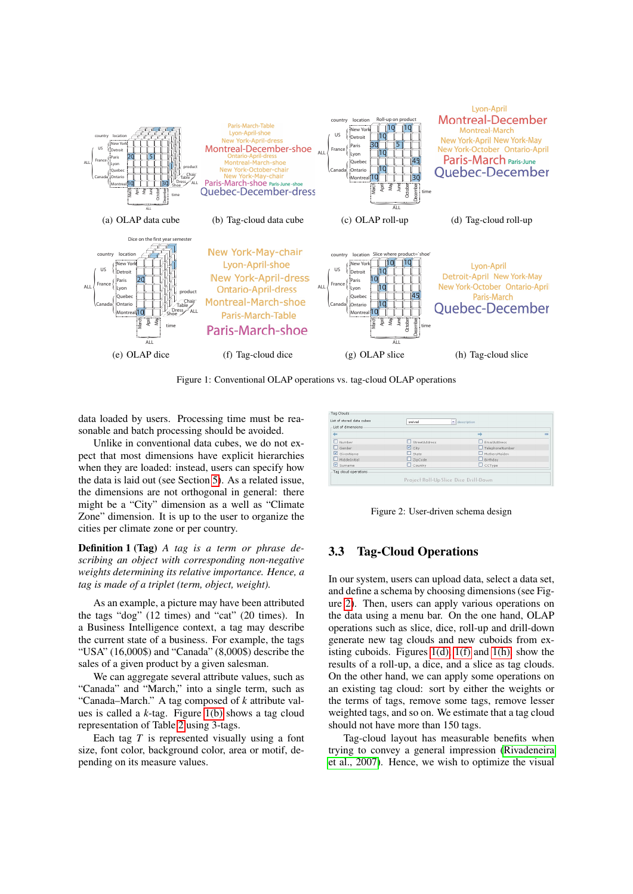(a) OLAP data cube

(b) Tag-cloud data cube

(c) OLAP roll-up

(d) Tag-cloud roll-up

(e) OLAP dice

(f) Tag-cloud dice

(g) OLAP slice

(h) Tag-cloud slice

Figure 1: Conventional OLAP operations vs. tag-cloud OLAP operations

data loaded by users. Processing time must be reasonable and batch processing should be avoided.

Unlike in conventional data cubes, we do not expect that most dimensions have explicit hierarchies when they are loaded: instead, users can specify how the data is laid out (see Section 5). As a related issue, the dimensions are not orthogonal in general: there might be a "City" dimension as a well as "Climate Zone" dimension. It is up to the user to organize the cities per climate zone or per country.

**Definition 1 (Tag)** *A tag is a term or phrase describing an object with corresponding non-negative weights determining its relative importance. Hence, a tag is made of a triplet (term, object, weight).*

As an example, a picture may have been attributed the tags "dog" (12 times) and "cat" (20 times). In a Business Intelligence context, a tag may describe the current state of a business. For example, the tags "USA" (16,000$) and "Canada" (8,000$) describe the sales of a given product by a given salesman.

We can aggregate several attribute values, such as "Canada" and "March," into a single term, such as "Canada–March." A tag composed of $k$ attribute values is called a $k$-tag. Figure 1(b) shows a tag cloud representation of Table 2 using 3-tags.

Each tag $T$ is represented visually using a font size, font color, background color, area or motif, depending on its measure values.

Figure 2: User-driven schema design

## 3.3 Tag-Cloud Operations

In our system, users can upload data, select a data set, and define a schema by choosing dimensions (see Figure 2). Then, users can apply various operations on the data using a menu bar. On the one hand, OLAP operations such as slice, dice, roll-up and drill-down generate new tag clouds and new cuboids from existing cuboids. Figures 1(d), 1(f) and 1(h) show the results of a roll-up, a dice, and a slice as tag clouds. On the other hand, we can apply some operations on an existing tag cloud: sort by either the weights or the terms of tags, remove some tags, remove lesser weighted tags, and so on. We estimate that a tag cloud should not have more than 150 tags.

Tag-cloud layout has measurable benefits when trying to convey a general impression (Rivadeneira et al., 2007). Hence, we wish to optimize the visual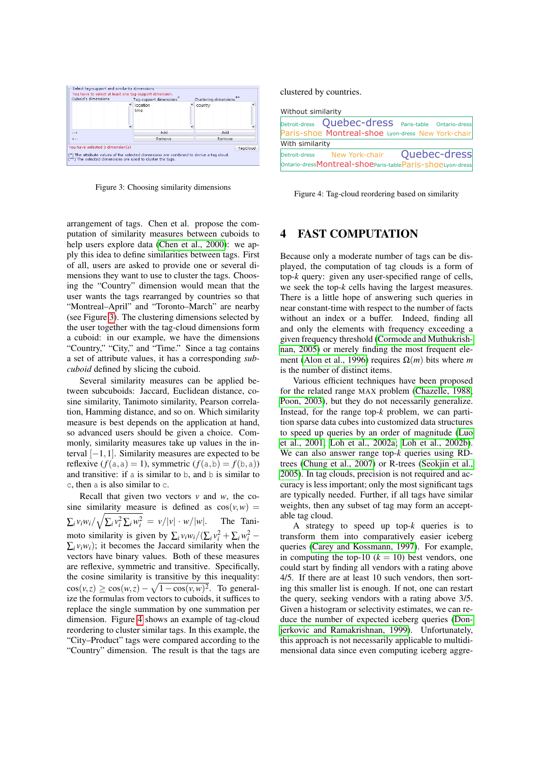Figure 3: Choosing similarity dimensions

arrangement of tags. Chen et al. propose the computation of similarity measures between cuboids to help users explore data (Chen et al., 2000): we apply this idea to define similarities between tags. First of all, users are asked to provide one or several dimensions they want to use to cluster the tags. Choosing the "Country" dimension would mean that the user wants the tags rearranged by countries so that "Montreal–April" and "Toronto–March" are nearby (see Figure 3). The clustering dimensions selected by the user together with the tag-cloud dimensions form a cuboid: in our example, we have the dimensions "Country," "City," and "Time." Since a tag contains a set of attribute values, it has a corresponding *subcuboid* defined by slicing the cuboid.

Several similarity measures can be applied between subcuboids: Jaccard, Euclidean distance, cosine similarity, Tanimoto similarity, Pearson correlation, Hamming distance, and so on. Which similarity measure is best depends on the application at hand, so advanced users should be given a choice. Commonly, similarity measures take up values in the interval $[-1,1]$. Similarity measures are expected to be reflexive ($f(\mathtt{a},\mathtt{a})=1$), symmetric ($f(\mathtt{a},\mathtt{b})=f(\mathtt{b},\mathtt{a})$) and transitive: if a is similar to b, and b is similar to c, then a is also similar to c.

Recall that given two vectors $v$ and $w$, the cosine similarity measure is defined as $\cos(v,w) = \sum_i v_i w_i / \sqrt{\sum_i v_i^2 \sum_i w_i^2} = v/|v| \cdot w/|w|$. The Tanimoto similarity is given by $\sum_i v_i w_i / (\sum_i v_i^2 + \sum_i w_i^2 - \sum_i v_i w_i)$; it becomes the Jaccard similarity when the vectors have binary values. Both of these measures are reflexive, symmetric and transitive. Specifically, the cosine similarity is transitive by this inequality: $\cos(v,z) \geq \cos(w,z) - \sqrt{1-\cos(v,w)^2}$. To generalize the formulas from vectors to cuboids, it suffices to replace the single summation by one summation per dimension. Figure 4 shows an example of tag-cloud reordering to cluster similar tags. In this example, the "City–Product" tags were compared according to the "Country" dimension. The result is that the tags are clustered by countries.

Figure 4: Tag-cloud reordering based on similarity

## 4 FAST COMPUTATION

Because only a moderate number of tags can be displayed, the computation of tag clouds is a form of top-$k$ query: given any user-specified range of cells, we seek the top-$k$ cells having the largest measures. There is a little hope of answering such queries in near constant-time with respect to the number of facts without an index or a buffer. Indeed, finding all and only the elements with frequency exceeding a given frequency threshold (Cormode and Muthukrishnan, 2005) or merely finding the most frequent element (Alon et al., 1996) requires $\Omega(m)$ bits where $m$ is the number of distinct items.

Various efficient techniques have been proposed for the related range MAX problem (Chazelle, 1988; Poon, 2003), but they do not necessarily generalize. Instead, for the range top-$k$ problem, we can partition sparse data cubes into customized data structures to speed up queries by an order of magnitude (Luo et al., 2001; Loh et al., 2002a; Loh et al., 2002b). We can also answer range top-$k$ queries using RD-trees (Chung et al., 2007) or R-trees (Seokjin et al., 2005). In tag clouds, precision is not required and accuracy is less important; only the most significant tags are typically needed. Further, if all tags have similar weights, then any subset of tag may form an acceptable tag cloud.

A strategy to speed up top-$k$ queries is to transform them into comparatively easier iceberg queries (Carey and Kossmann, 1997). For example, in computing the top-10 ($k = 10$) best vendors, one could start by finding all vendors with a rating above 4/5. If there are at least 10 such vendors, then sorting this smaller list is enough. If not, one can restart the query, seeking vendors with a rating above 3/5. Given a histogram or selectivity estimates, we can reduce the number of expected iceberg queries (Donjerkovic and Ramakrishnan, 1999). Unfortunately, this approach is not necessarily applicable to multidimensional data since even computing iceberg aggre-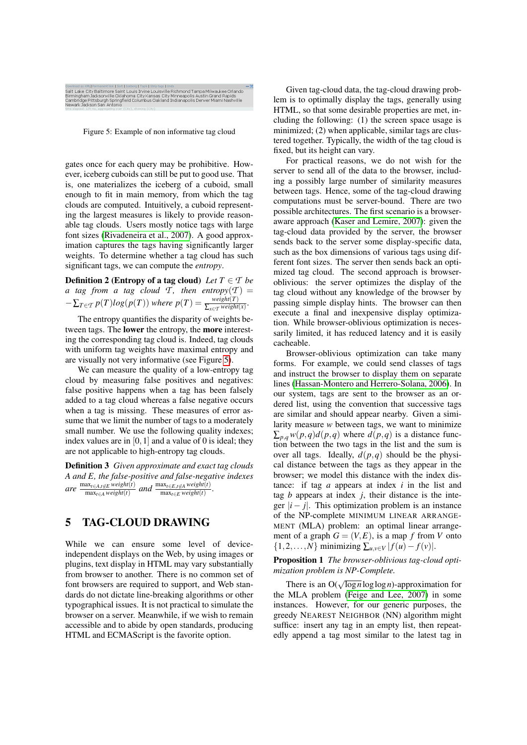Download as XML | Permanent link | Sort | Iceberg | Tools | Skip tags | Undo

Salt Lake City Baltimore Saint Louis Irvine Louisville Richmond Tampa Milwaukee Orlando Birmingham Jacksonville Oklahoma City Kansas City Minneapolis Austin Grand Rapids Cambridge Pittsburgh Springfield Columbus Oakland Indianapolis Denver Miami Nashville Newark Jackson San Antonio

Figure 5: Example of non informative tag cloud

gates once for each query may be prohibitive. However, iceberg cuboids can still be put to good use. That is, one materializes the iceberg of a cuboid, small enough to fit in main memory, from which the tag clouds are computed. Intuitively, a cuboid representing the largest measures is likely to provide reasonable tag clouds. Users mostly notice tags with large font sizes (Rivadeneira et al., 2007). A good approximation captures the tags having significantly larger weights. To determine whether a tag cloud has such significant tags, we can compute the *entropy*.

**Definition 2 (Entropy of a tag cloud)** *Let $T \in \mathcal{T}$ be a tag from a tag cloud $\mathcal{T}$, then $entropy(\mathcal{T}) = -\sum_{T\in\mathcal{T}} p(T)log(p(T))$ where $p(T) = \frac{weight(T)}{\sum_{x\in\mathcal{T}} weight(x)}$.*

The entropy quantifies the disparity of weights between tags. The **lower** the entropy, the **more** interesting the corresponding tag cloud is. Indeed, tag clouds with uniform tag weights have maximal entropy and are visually not very informative (see Figure 5).

We can measure the quality of a low-entropy tag cloud by measuring false positives and negatives: false positive happens when a tag has been falsely added to a tag cloud whereas a false negative occurs when a tag is missing. These measures of error assume that we limit the number of tags to a moderately small number. We use the following quality indexes; index values are in $[0,1]$ and a value of 0 is ideal; they are not applicable to high-entropy tag clouds.

**Definition 3** *Given approximate and exact tag clouds A and E, the false-positive and false-negative indexes are $\frac{\max_{t\in A, t\notin E} weight(t)}{\max_{t\in A} weight(t)}$ and $\frac{\max_{t\in E, t\notin A} weight(t)}{\max_{t\in E} weight(t)}$.*

## 5 TAG-CLOUD DRAWING

While we can ensure some level of device-independent displays on the Web, by using images or plugins, text display in HTML may vary substantially from browser to another. There is no common set of font browsers are required to support, and Web standards do not dictate line-breaking algorithms or other typographical issues. It is not practical to simulate the browser on a server. Meanwhile, if we wish to remain accessible and to abide by open standards, producing HTML and ECMAScript is the favorite option.

Given tag-cloud data, the tag-cloud drawing problem is to optimally display the tags, generally using HTML, so that some desirable properties are met, including the following: (1) the screen space usage is minimized; (2) when applicable, similar tags are clustered together. Typically, the width of the tag cloud is fixed, but its height can vary.

For practical reasons, we do not wish for the server to send all of the data to the browser, including a possibly large number of similarity measures between tags. Hence, some of the tag-cloud drawing computations must be server-bound. There are two possible architectures. The first scenario is a browser-aware approach (Kaser and Lemire, 2007): given the tag-cloud data provided by the server, the browser sends back to the server some display-specific data, such as the box dimensions of various tags using different font sizes. The server then sends back an optimized tag cloud. The second approach is browser-oblivious: the server optimizes the display of the tag cloud without any knowledge of the browser by passing simple display hints. The browser can then execute a final and inexpensive display optimization. While browser-oblivious optimization is necessarily limited, it has reduced latency and it is easily cacheable.

Browser-oblivious optimization can take many forms. For example, we could send classes of tags and instruct the browser to display them on separate lines (Hassan-Montero and Herrero-Solana, 2006). In our system, tags are sent to the browser as an ordered list, using the convention that successive tags are similar and should appear nearby. Given a similarity measure $w$ between tags, we want to minimize $\sum_{p,q} w(p,q)d(p,q)$ where $d(p,q)$ is a distance function between the two tags in the list and the sum is over all tags. Ideally, $d(p,q)$ should be the physical distance between the tags as they appear in the browser; we model this distance with the index distance: if tag $a$ appears at index $i$ in the list and tag $b$ appears at index $j$, their distance is the integer $|i-j|$. This optimization problem is an instance of the NP-complete MINIMUM LINEAR ARRANGEMENT (MLA) problem: an optimal linear arrangement of a graph $G = (V,E)$, is a map $f$ from $V$ onto $\{1,2,\ldots,N\}$ minimizing $\sum_{u,v\in V} |f(u) - f(v)|$.

**Proposition 1** *The browser-oblivious tag-cloud optimization problem is NP-Complete.*

There is an $O(\sqrt{\log n}\log\log n)$-approximation for the MLA problem (Feige and Lee, 2007) in some instances. However, for our generic purposes, the greedy NEAREST NEIGHBOR (NN) algorithm might suffice: insert any tag in an empty list, then repeatedly append a tag most similar to the latest tag in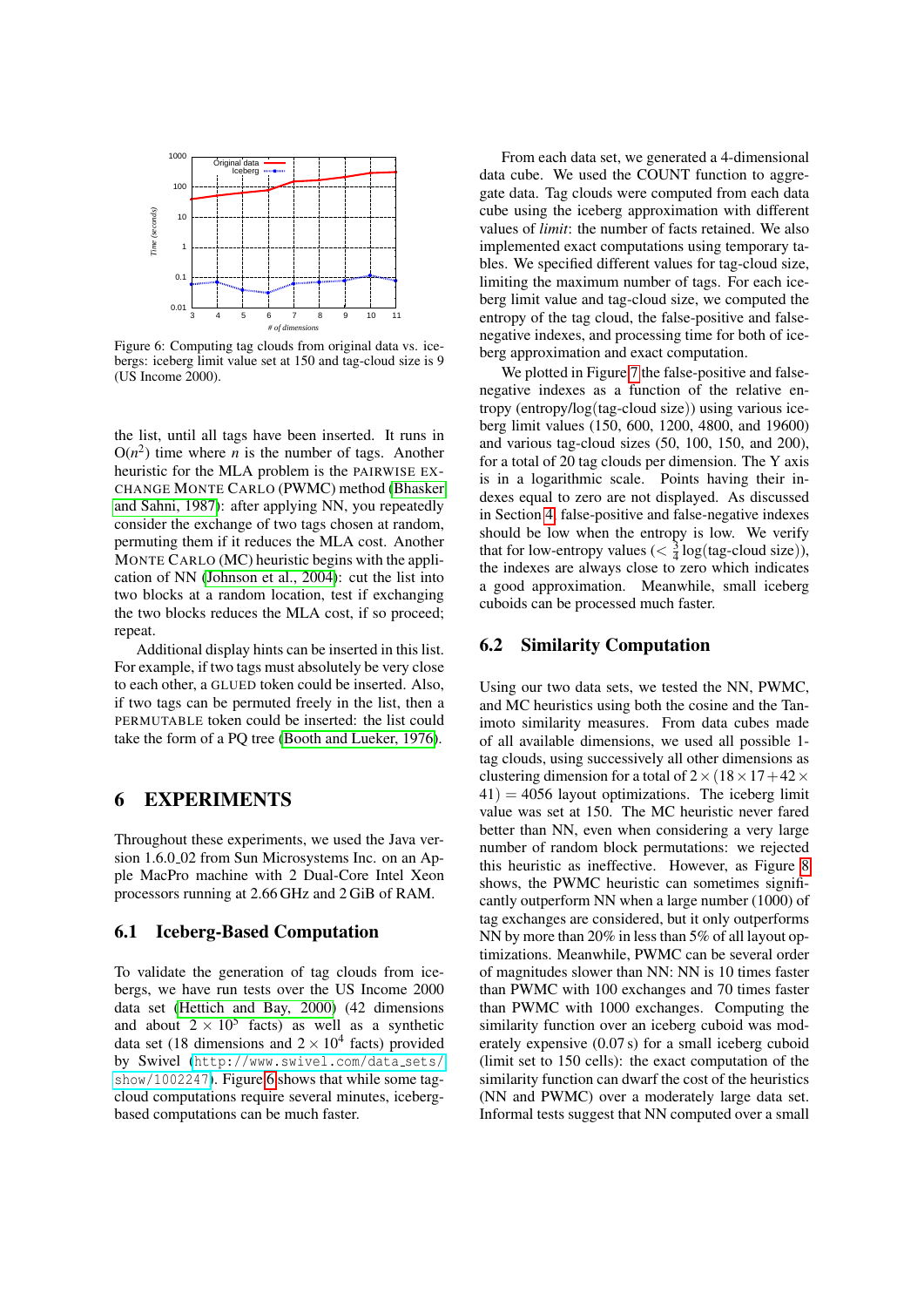Figure 6: Computing tag clouds from original data vs. icebergs: iceberg limit value set at 150 and tag-cloud size is 9 (US Income 2000).

the list, until all tags have been inserted. It runs in $O(n^2)$ time where $n$ is the number of tags. Another heuristic for the MLA problem is the PAIRWISE EXCHANGE MONTE CARLO (PWMC) method (Bhasker and Sahni, 1987): after applying NN, you repeatedly consider the exchange of two tags chosen at random, permuting them if it reduces the MLA cost. Another MONTE CARLO (MC) heuristic begins with the application of NN (Johnson et al., 2004): cut the list into two blocks at a random location, test if exchanging the two blocks reduces the MLA cost, if so proceed; repeat.

Additional display hints can be inserted in this list. For example, if two tags must absolutely be very close to each other, a GLUED token could be inserted. Also, if two tags can be permuted freely in the list, then a PERMUTABLE token could be inserted: the list could take the form of a PQ tree (Booth and Lueker, 1976).

# 6 EXPERIMENTS

Throughout these experiments, we used the Java version 1.6.0_02 from Sun Microsystems Inc. on an Apple MacPro machine with 2 Dual-Core Intel Xeon processors running at 2.66 GHz and 2 GiB of RAM.

## 6.1 Iceberg-Based Computation

To validate the generation of tag clouds from icebergs, we have run tests over the US Income 2000 data set (Hettich and Bay, 2000) (42 dimensions and about $2 \times 10^5$ facts) as well as a synthetic data set (18 dimensions and $2 \times 10^4$ facts) provided by Swivel (http://www.swivel.com/data_sets/show/1002247). Figure 6 shows that while some tag-cloud computations require several minutes, iceberg-based computations can be much faster.

From each data set, we generated a 4-dimensional data cube. We used the COUNT function to aggregate data. Tag clouds were computed from each data cube using the iceberg approximation with different values of *limit*: the number of facts retained. We also implemented exact computations using temporary tables. We specified different values for tag-cloud size, limiting the maximum number of tags. For each iceberg limit value and tag-cloud size, we computed the entropy of the tag cloud, the false-positive and false-negative indexes, and processing time for both of iceberg approximation and exact computation.

We plotted in Figure 7 the false-positive and false-negative indexes as a function of the relative entropy (entropy/log(tag-cloud size)) using various iceberg limit values (150, 600, 1200, 4800, and 19600) and various tag-cloud sizes (50, 100, 150, and 200), for a total of 20 tag clouds per dimension. The Y axis is in a logarithmic scale. Points having their indexes equal to zero are not displayed. As discussed in Section 4, false-positive and false-negative indexes should be low when the entropy is low. We verify that for low-entropy values ($< \frac{3}{4}\log(\text{tag-cloud size})$), the indexes are always close to zero which indicates a good approximation. Meanwhile, small iceberg cuboids can be processed much faster.

## 6.2 Similarity Computation

Using our two data sets, we tested the NN, PWMC, and MC heuristics using both the cosine and the Tanimoto similarity measures. From data cubes made of all available dimensions, we used all possible 1-tag clouds, using successively all other dimensions as clustering dimension for a total of $2 \times (18 \times 17 + 42 \times 41) = 4056$ layout optimizations. The iceberg limit value was set at 150. The MC heuristic never fared better than NN, even when considering a very large number of random block permutations: we rejected this heuristic as ineffective. However, as Figure 8 shows, the PWMC heuristic can sometimes significantly outperform NN when a large number (1000) of tag exchanges are considered, but it only outperforms NN by more than 20% in less than 5% of all layout optimizations. Meanwhile, PWMC can be several order of magnitudes slower than NN: NN is 10 times faster than PWMC with 100 exchanges and 70 times faster than PWMC with 1000 exchanges. Computing the similarity function over an iceberg cuboid was moderately expensive (0.07 s) for a small iceberg cuboid (limit set to 150 cells): the exact computation of the similarity function can dwarf the cost of the heuristics (NN and PWMC) over a moderately large data set. Informal tests suggest that NN computed over a small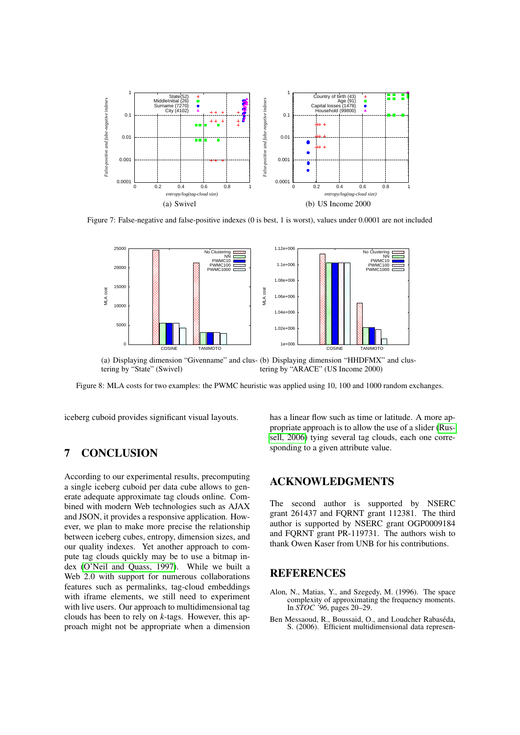(a) Swivel

(b) US Income 2000

Figure 7: False-negative and false-positive indexes (0 is best, 1 is worst), values under 0.0001 are not included

(a) Displaying dimension "Givenname" and clustering by "State" (Swivel)

(b) Displaying dimension "HHDFMX" and clustering by "ARACE" (US Income 2000)

Figure 8: MLA costs for two examples: the PWMC heuristic was applied using 10, 100 and 1000 random exchanges.

iceberg cuboid provides significant visual layouts.

## 7 CONCLUSION

According to our experimental results, precomputing a single iceberg cuboid per data cube allows to generate adequate approximate tag clouds online. Combined with modern Web technologies such as AJAX and JSON, it provides a responsive application. However, we plan to make more precise the relationship between iceberg cubes, entropy, dimension sizes, and our quality indexes. Yet another approach to compute tag clouds quickly may be to use a bitmap index (O'Neil and Quass, 1997). While we built a Web 2.0 with support for numerous collaborations features such as permalinks, tag-cloud embeddings with iframe elements, we still need to experiment with live users. Our approach to multidimensional tag clouds has been to rely on $k$-tags. However, this approach might not be appropriate when a dimension has a linear flow such as time or latitude. A more appropriate approach is to allow the use of a slider (Russell, 2006) tying several tag clouds, each one corresponding to a given attribute value.

## ACKNOWLEDGMENTS

The second author is supported by NSERC grant 261437 and FQRNT grant 112381. The third author is supported by NSERC grant OGP0009184 and FQRNT grant PR-119731. The authors wish to thank Owen Kaser from UNB for his contributions.

## REFERENCES

Alon, N., Matias, Y., and Szegedy, M. (1996). The space complexity of approximating the frequency moments. In *STOC '96*, pages 20–29.

Ben Messaoud, R., Boussaid, O., and Loudcher Rabaséda, S. (2006). Efficient multidimensional data represen-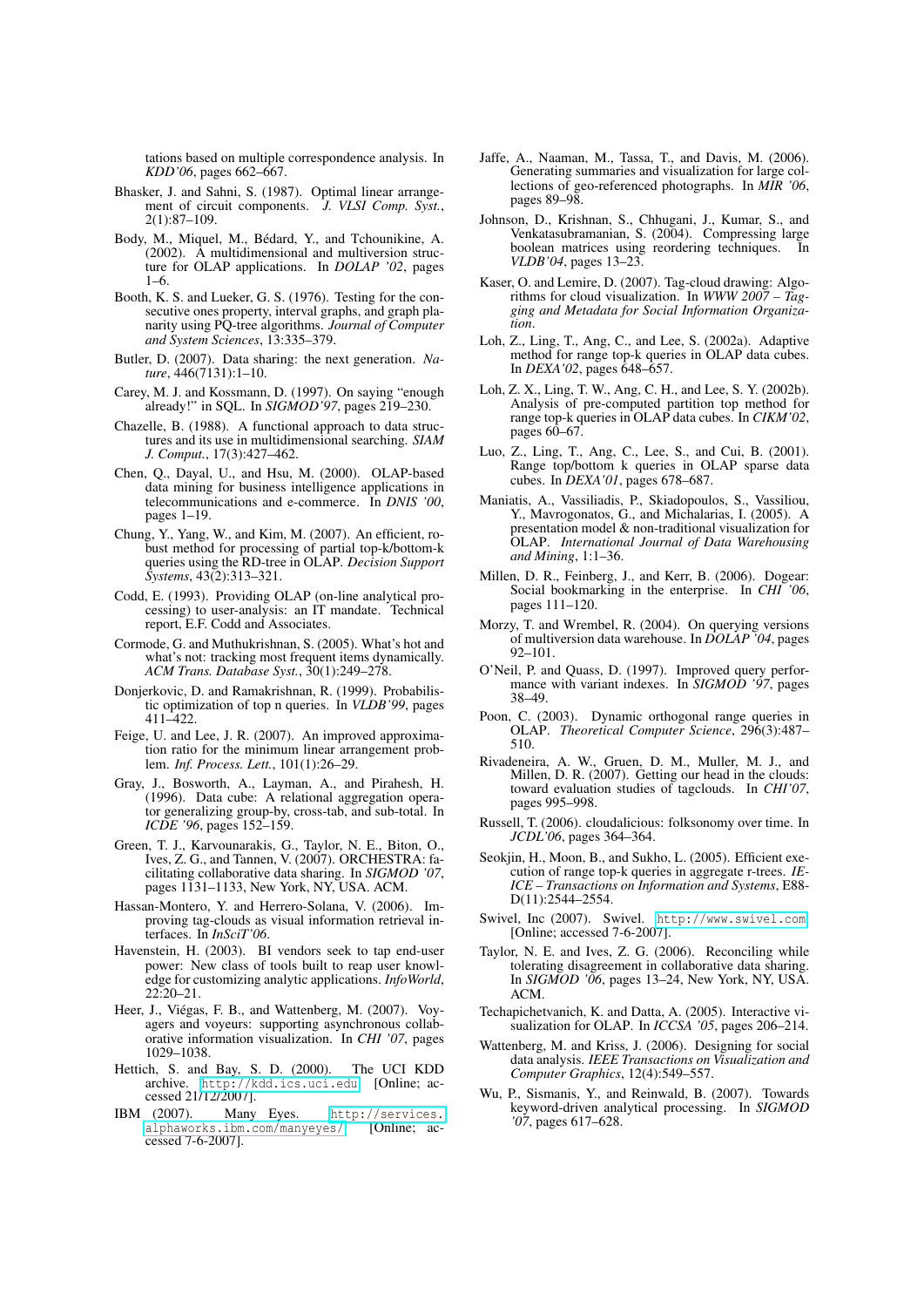tations based on multiple correspondence analysis. In *KDD'06*, pages 662–667.

Bhasker, J. and Sahni, S. (1987). Optimal linear arrangement of circuit components. *J. VLSI Comp. Syst.*, 2(1):87–109.

Body, M., Miquel, M., Bédard, Y., and Tchounikine, A. (2002). A multidimensional and multiversion structure for OLAP applications. In *DOLAP '02*, pages 1–6.

Booth, K. S. and Lueker, G. S. (1976). Testing for the consecutive ones property, interval graphs, and graph planarity using PQ-tree algorithms. *Journal of Computer and System Sciences*, 13:335–379.

Butler, D. (2007). Data sharing: the next generation. *Nature*, 446(7131):1–10.

Carey, M. J. and Kossmann, D. (1997). On saying "enough already!" in SQL. In *SIGMOD'97*, pages 219–230.

Chazelle, B. (1988). A functional approach to data structures and its use in multidimensional searching. *SIAM J. Comput.*, 17(3):427–462.

Chen, Q., Dayal, U., and Hsu, M. (2000). OLAP-based data mining for business intelligence applications in telecommunications and e-commerce. In *DNIS '00*, pages 1–19.

Chung, Y., Yang, W., and Kim, M. (2007). An efficient, robust method for processing of partial top-k/bottom-k queries using the RD-tree in OLAP. *Decision Support Systems*, 43(2):313–321.

Codd, E. (1993). Providing OLAP (on-line analytical processing) to user-analysis: an IT mandate. Technical report, E.F. Codd and Associates.

Cormode, G. and Muthukrishnan, S. (2005). What's hot and what's not: tracking most frequent items dynamically. *ACM Trans. Database Syst.*, 30(1):249–278.

Donjerkovic, D. and Ramakrishnan, R. (1999). Probabilistic optimization of top n queries. In *VLDB'99*, pages 411–422.

Feige, U. and Lee, J. R. (2007). An improved approximation ratio for the minimum linear arrangement problem. *Inf. Process. Lett.*, 101(1):26–29.

Gray, J., Bosworth, A., Layman, A., and Pirahesh, H. (1996). Data cube: A relational aggregation operator generalizing group-by, cross-tab, and sub-total. In *ICDE '96*, pages 152–159.

Green, T. J., Karvounarakis, G., Taylor, N. E., Biton, O., Ives, Z. G., and Tannen, V. (2007). ORCHESTRA: facilitating collaborative data sharing. In *SIGMOD '07*, pages 1131–1133, New York, NY, USA. ACM.

Hassan-Montero, Y. and Herrero-Solana, V. (2006). Improving tag-clouds as visual information retrieval interfaces. In *InSciT'06*.

Havenstein, H. (2003). BI vendors seek to tap end-user power: New class of tools built to reap user knowledge for customizing analytic applications. *InfoWorld*, 22:20–21.

Heer, J., Viégas, F. B., and Wattenberg, M. (2007). Voyagers and voyeurs: supporting asynchronous collaborative information visualization. In *CHI '07*, pages 1029–1038.

Hettich, S. and Bay, S. D. (2000). The UCI KDD archive. http://kdd.ics.uci.edu. [Online; accessed 21/12/2007].

IBM (2007). Many Eyes. http://services.alphaworks.ibm.com/manyeyes/. [Online; accessed 7-6-2007].

Jaffe, A., Naaman, M., Tassa, T., and Davis, M. (2006). Generating summaries and visualization for large collections of geo-referenced photographs. In *MIR '06*, pages 89–98.

Johnson, D., Krishnan, S., Chhugani, J., Kumar, S., and Venkatasubramanian, S. (2004). Compressing large boolean matrices using reordering techniques. In *VLDB'04*, pages 13–23.

Kaser, O. and Lemire, D. (2007). Tag-cloud drawing: Algorithms for cloud visualization. In *WWW 2007 – Tagging and Metadata for Social Information Organization*.

Loh, Z., Ling, T., Ang, C., and Lee, S. (2002a). Adaptive method for range top-k queries in OLAP data cubes. In *DEXA'02*, pages 648–657.

Loh, Z. X., Ling, T. W., Ang, C. H., and Lee, S. Y. (2002b). Analysis of pre-computed partition top method for range top-k queries in OLAP data cubes. In *CIKM'02*, pages 60–67.

Luo, Z., Ling, T., Ang, C., Lee, S., and Cui, B. (2001). Range top/bottom k queries in OLAP sparse data cubes. In *DEXA'01*, pages 678–687.

Maniatis, A., Vassiliadis, P., Skiadopoulos, S., Vassiliou, Y., Mavrogonatos, G., and Michalarias, I. (2005). A presentation model & non-traditional visualization for OLAP. *International Journal of Data Warehousing and Mining*, 1:1–36.

Millen, D. R., Feinberg, J., and Kerr, B. (2006). Dogear: Social bookmarking in the enterprise. In *CHI '06*, pages 111–120.

Morzy, T. and Wrembel, R. (2004). On querying versions of multiversion data warehouse. In *DOLAP '04*, pages 92–101.

O'Neil, P. and Quass, D. (1997). Improved query performance with variant indexes. In *SIGMOD '97*, pages 38–49.

Poon, C. (2003). Dynamic orthogonal range queries in OLAP. *Theoretical Computer Science*, 296(3):487–510.

Rivadeneira, A. W., Gruen, D. M., Muller, M. J., and Millen, D. R. (2007). Getting our head in the clouds: toward evaluation studies of tagclouds. In *CHI'07*, pages 995–998.

Russell, T. (2006). cloudalicious: folksonomy over time. In *JCDL'06*, pages 364–364.

Seokjin, H., Moon, B., and Sukho, L. (2005). Efficient execution of range top-k queries in aggregate r-trees. *IEICE – Transactions on Information and Systems*, E88-D(11):2544–2554.

Swivel, Inc (2007). Swivel. http://www.swivel.com. [Online; accessed 7-6-2007].

Taylor, N. E. and Ives, Z. G. (2006). Reconciling while tolerating disagreement in collaborative data sharing. In *SIGMOD '06*, pages 13–24, New York, NY, USA. ACM.

Techapichetvanich, K. and Datta, A. (2005). Interactive visualization for OLAP. In *ICCSA '05*, pages 206–214.

Wattenberg, M. and Kriss, J. (2006). Designing for social data analysis. *IEEE Transactions on Visualization and Computer Graphics*, 12(4):549–557.

Wu, P., Sismanis, Y., and Reinwald, B. (2007). Towards keyword-driven analytical processing. In *SIGMOD '07*, pages 617–628.